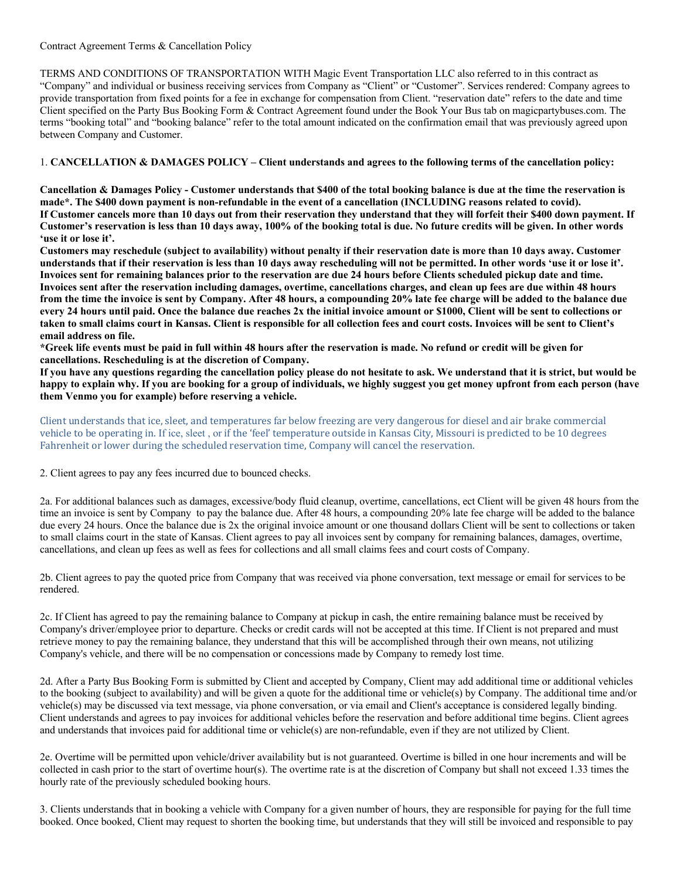Contract Agreement Terms & Cancellation Policy

TERMS AND CONDITIONS OF TRANSPORTATION WITH Magic Event Transportation LLC also referred to in this contract as "Company" and individual or business receiving services from Company as "Client" or "Customer". Services rendered: Company agrees to provide transportation from fixed points for a fee in exchange for compensation from Client. "reservation date" refers to the date and time Client specified on the Party Bus Booking Form & Contract Agreement found under the Book Your Bus tab on magicpartybuses.com. The terms "booking total" and "booking balance" refer to the total amount indicated on the confirmation email that was previously agreed upon between Company and Customer.

1. **CANCELLATION & DAMAGES POLICY – Client understands and agrees to the following terms of the cancellation policy:**

**Cancellation & Damages Policy - Customer understands that $400 of the total booking balance is due at the time the reservation is made*. The $400 down payment is non-refundable in the event of a cancellation (INCLUDING reasons related to covid). If Customer cancels more than 10 days out from their reservation they understand that they will forfeit their $400 down payment. If Customer's reservation is less than 10 days away, 100% of the booking total is due. No future credits will be given. In other words 'use it or lose it'.**
**Customers may reschedule (subject to availability) without penalty if their reservation date is more than 10 days away. Customer understands that if their reservation is less than 10 days away rescheduling will not be permitted. In other words 'use it or lose it'. Invoices sent for remaining balances prior to the reservation are due 24 hours before Clients scheduled pickup date and time. Invoices sent after the reservation including damages, overtime, cancellations charges, and clean up fees are due within 48 hours from the time the invoice is sent by Company. After 48 hours, a compounding 20% late fee charge will be added to the balance due every 24 hours until paid. Once the balance due reaches 2x the initial invoice amount or $1000, Client will be sent to collections or taken to small claims court in Kansas. Client is responsible for all collection fees and court costs. Invoices will be sent to Client's email address on file.**
**\*Greek life events must be paid in full within 48 hours after the reservation is made. No refund or credit will be given for cancellations. Rescheduling is at the discretion of Company.**
**If you have any questions regarding the cancellation policy please do not hesitate to ask. We understand that it is strict, but would be happy to explain why. If you are booking for a group of individuals, we highly suggest you get money upfront from each person (have them Venmo you for example) before reserving a vehicle.**

Client understands that ice, sleet, and temperatures far below freezing are very dangerous for diesel and air brake commercial vehicle to be operating in. If ice, sleet , or if the 'feel' temperature outside in Kansas City, Missouri is predicted to be 10 degrees Fahrenheit or lower during the scheduled reservation time, Company will cancel the reservation.

2. Client agrees to pay any fees incurred due to bounced checks.

2a. For additional balances such as damages, excessive/body fluid cleanup, overtime, cancellations, ect Client will be given 48 hours from the time an invoice is sent by Company to pay the balance due. After 48 hours, a compounding 20% late fee charge will be added to the balance due every 24 hours. Once the balance due is 2x the original invoice amount or one thousand dollars Client will be sent to collections or taken to small claims court in the state of Kansas. Client agrees to pay all invoices sent by company for remaining balances, damages, overtime, cancellations, and clean up fees as well as fees for collections and all small claims fees and court costs of Company.

2b. Client agrees to pay the quoted price from Company that was received via phone conversation, text message or email for services to be rendered.

2c. If Client has agreed to pay the remaining balance to Company at pickup in cash, the entire remaining balance must be received by Company's driver/employee prior to departure. Checks or credit cards will not be accepted at this time. If Client is not prepared and must retrieve money to pay the remaining balance, they understand that this will be accomplished through their own means, not utilizing Company's vehicle, and there will be no compensation or concessions made by Company to remedy lost time.

2d. After a Party Bus Booking Form is submitted by Client and accepted by Company, Client may add additional time or additional vehicles to the booking (subject to availability) and will be given a quote for the additional time or vehicle(s) by Company. The additional time and/or vehicle(s) may be discussed via text message, via phone conversation, or via email and Client's acceptance is considered legally binding. Client understands and agrees to pay invoices for additional vehicles before the reservation and before additional time begins. Client agrees and understands that invoices paid for additional time or vehicle(s) are non-refundable, even if they are not utilized by Client.

2e. Overtime will be permitted upon vehicle/driver availability but is not guaranteed. Overtime is billed in one hour increments and will be collected in cash prior to the start of overtime hour(s). The overtime rate is at the discretion of Company but shall not exceed 1.33 times the hourly rate of the previously scheduled booking hours.

3. Clients understands that in booking a vehicle with Company for a given number of hours, they are responsible for paying for the full time booked. Once booked, Client may request to shorten the booking time, but understands that they will still be invoiced and responsible to pay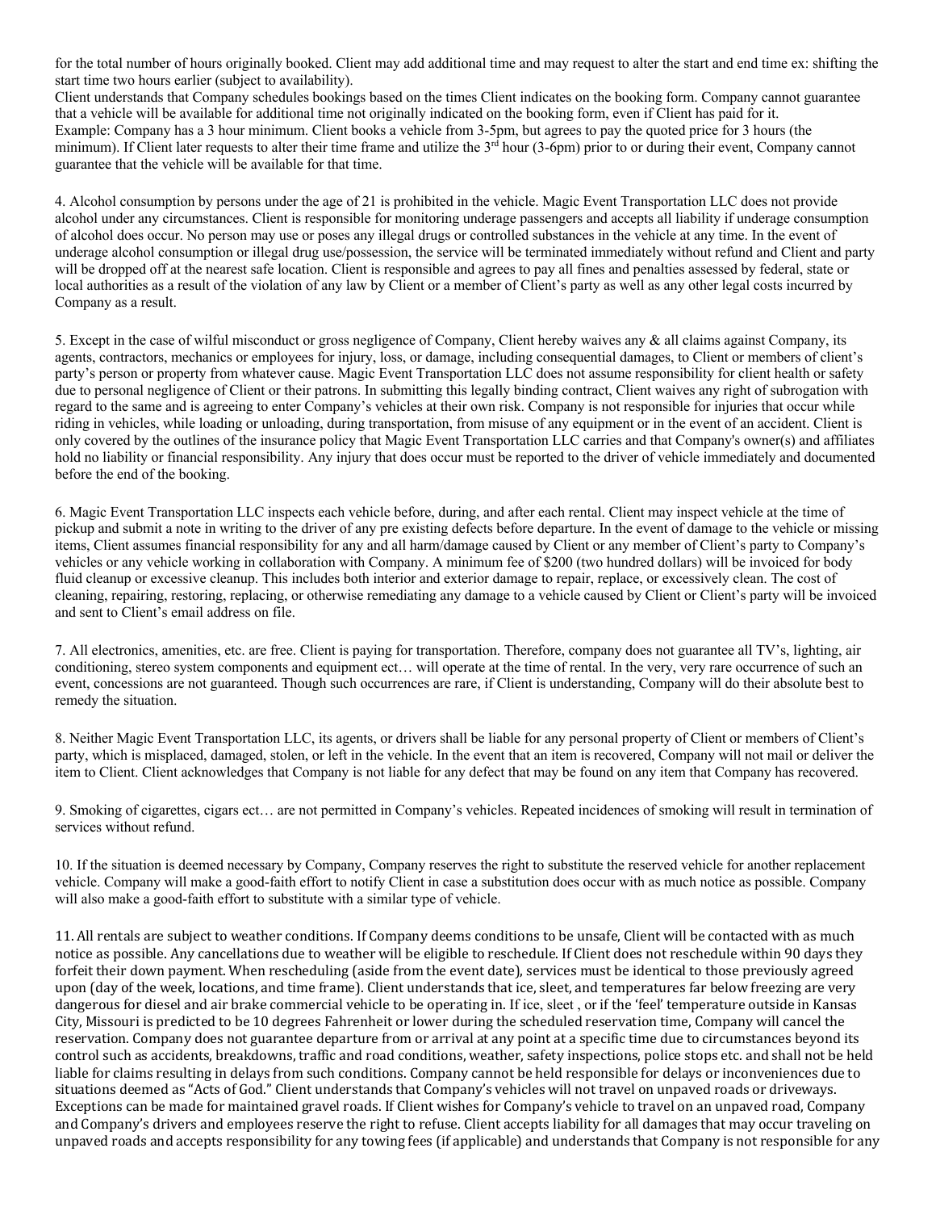for the total number of hours originally booked. Client may add additional time and may request to alter the start and end time ex: shifting the start time two hours earlier (subject to availability).
Client understands that Company schedules bookings based on the times Client indicates on the booking form. Company cannot guarantee that a vehicle will be available for additional time not originally indicated on the booking form, even if Client has paid for it.
Example: Company has a 3 hour minimum. Client books a vehicle from 3-5pm, but agrees to pay the quoted price for 3 hours (the minimum). If Client later requests to alter their time frame and utilize the 3rd hour (3-6pm) prior to or during their event, Company cannot guarantee that the vehicle will be available for that time.

4. Alcohol consumption by persons under the age of 21 is prohibited in the vehicle. Magic Event Transportation LLC does not provide alcohol under any circumstances. Client is responsible for monitoring underage passengers and accepts all liability if underage consumption of alcohol does occur. No person may use or poses any illegal drugs or controlled substances in the vehicle at any time. In the event of underage alcohol consumption or illegal drug use/possession, the service will be terminated immediately without refund and Client and party will be dropped off at the nearest safe location. Client is responsible and agrees to pay all fines and penalties assessed by federal, state or local authorities as a result of the violation of any law by Client or a member of Client's party as well as any other legal costs incurred by Company as a result.

5. Except in the case of wilful misconduct or gross negligence of Company, Client hereby waives any & all claims against Company, its agents, contractors, mechanics or employees for injury, loss, or damage, including consequential damages, to Client or members of client's party's person or property from whatever cause. Magic Event Transportation LLC does not assume responsibility for client health or safety due to personal negligence of Client or their patrons. In submitting this legally binding contract, Client waives any right of subrogation with regard to the same and is agreeing to enter Company's vehicles at their own risk. Company is not responsible for injuries that occur while riding in vehicles, while loading or unloading, during transportation, from misuse of any equipment or in the event of an accident. Client is only covered by the outlines of the insurance policy that Magic Event Transportation LLC carries and that Company's owner(s) and affiliates hold no liability or financial responsibility. Any injury that does occur must be reported to the driver of vehicle immediately and documented before the end of the booking.

6. Magic Event Transportation LLC inspects each vehicle before, during, and after each rental. Client may inspect vehicle at the time of pickup and submit a note in writing to the driver of any pre existing defects before departure. In the event of damage to the vehicle or missing items, Client assumes financial responsibility for any and all harm/damage caused by Client or any member of Client's party to Company's vehicles or any vehicle working in collaboration with Company. A minimum fee of $200 (two hundred dollars) will be invoiced for body fluid cleanup or excessive cleanup. This includes both interior and exterior damage to repair, replace, or excessively clean. The cost of cleaning, repairing, restoring, replacing, or otherwise remediating any damage to a vehicle caused by Client or Client's party will be invoiced and sent to Client's email address on file.

7. All electronics, amenities, etc. are free. Client is paying for transportation. Therefore, company does not guarantee all TV's, lighting, air conditioning, stereo system components and equipment ect… will operate at the time of rental. In the very, very rare occurrence of such an event, concessions are not guaranteed. Though such occurrences are rare, if Client is understanding, Company will do their absolute best to remedy the situation.

8. Neither Magic Event Transportation LLC, its agents, or drivers shall be liable for any personal property of Client or members of Client's party, which is misplaced, damaged, stolen, or left in the vehicle. In the event that an item is recovered, Company will not mail or deliver the item to Client. Client acknowledges that Company is not liable for any defect that may be found on any item that Company has recovered.

9. Smoking of cigarettes, cigars ect… are not permitted in Company's vehicles. Repeated incidences of smoking will result in termination of services without refund.

10. If the situation is deemed necessary by Company, Company reserves the right to substitute the reserved vehicle for another replacement vehicle. Company will make a good-faith effort to notify Client in case a substitution does occur with as much notice as possible. Company will also make a good-faith effort to substitute with a similar type of vehicle.

11. All rentals are subject to weather conditions. If Company deems conditions to be unsafe, Client will be contacted with as much notice as possible. Any cancellations due to weather will be eligible to reschedule. If Client does not reschedule within 90 days they forfeit their down payment. When rescheduling (aside from the event date), services must be identical to those previously agreed upon (day of the week, locations, and time frame). Client understands that ice, sleet, and temperatures far below freezing are very dangerous for diesel and air brake commercial vehicle to be operating in. If ice, sleet , or if the 'feel' temperature outside in Kansas City, Missouri is predicted to be 10 degrees Fahrenheit or lower during the scheduled reservation time, Company will cancel the reservation. Company does not guarantee departure from or arrival at any point at a specific time due to circumstances beyond its control such as accidents, breakdowns, traffic and road conditions, weather, safety inspections, police stops etc. and shall not be held liable for claims resulting in delays from such conditions. Company cannot be held responsible for delays or inconveniences due to situations deemed as "Acts of God." Client understands that Company's vehicles will not travel on unpaved roads or driveways. Exceptions can be made for maintained gravel roads. If Client wishes for Company's vehicle to travel on an unpaved road, Company and Company's drivers and employees reserve the right to refuse. Client accepts liability for all damages that may occur traveling on unpaved roads and accepts responsibility for any towing fees (if applicable) and understands that Company is not responsible for any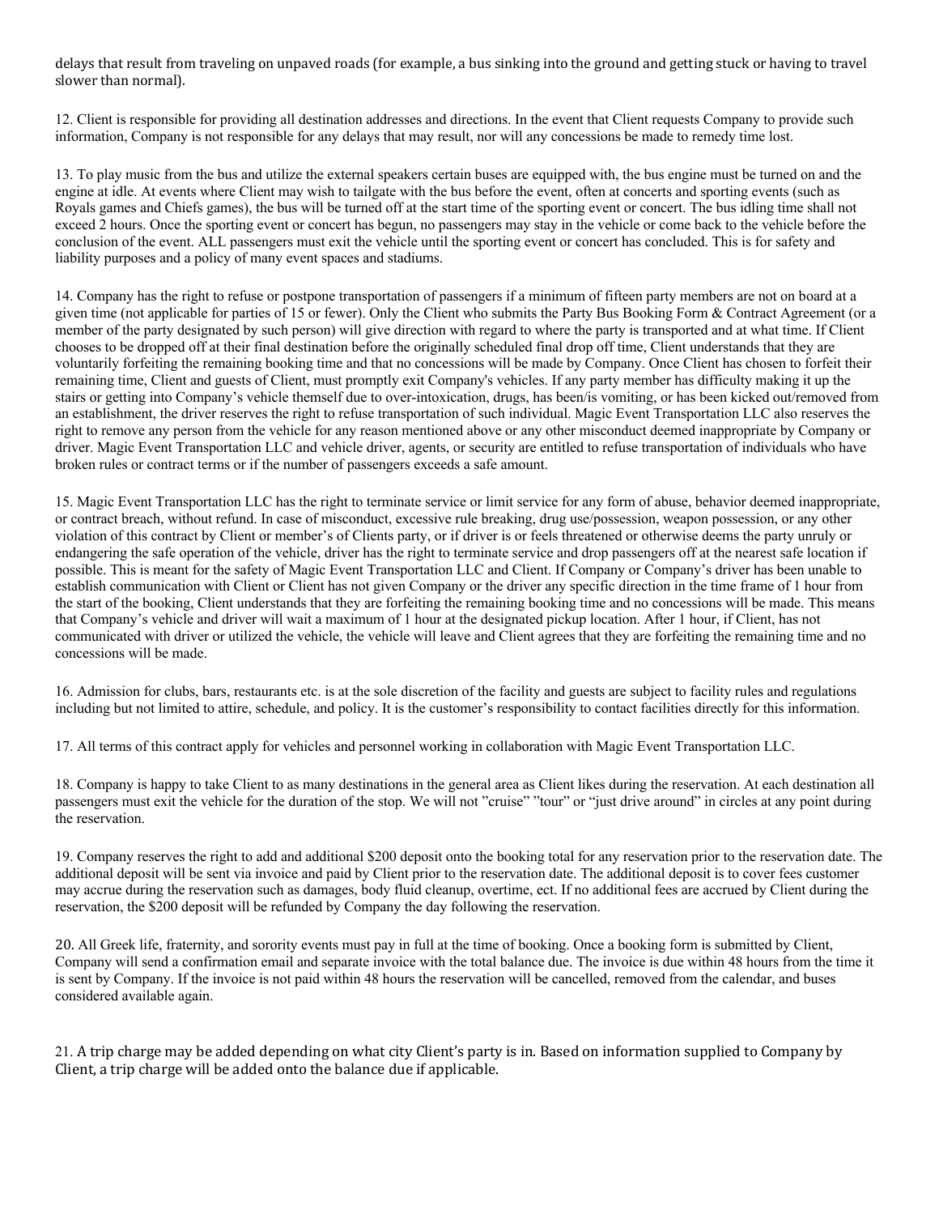delays that result from traveling on unpaved roads (for example, a bus sinking into the ground and getting stuck or having to travel slower than normal).

12. Client is responsible for providing all destination addresses and directions. In the event that Client requests Company to provide such information, Company is not responsible for any delays that may result, nor will any concessions be made to remedy time lost.

13. To play music from the bus and utilize the external speakers certain buses are equipped with, the bus engine must be turned on and the engine at idle. At events where Client may wish to tailgate with the bus before the event, often at concerts and sporting events (such as Royals games and Chiefs games), the bus will be turned off at the start time of the sporting event or concert. The bus idling time shall not exceed 2 hours. Once the sporting event or concert has begun, no passengers may stay in the vehicle or come back to the vehicle before the conclusion of the event. ALL passengers must exit the vehicle until the sporting event or concert has concluded. This is for safety and liability purposes and a policy of many event spaces and stadiums.

14. Company has the right to refuse or postpone transportation of passengers if a minimum of fifteen party members are not on board at a given time (not applicable for parties of 15 or fewer). Only the Client who submits the Party Bus Booking Form & Contract Agreement (or a member of the party designated by such person) will give direction with regard to where the party is transported and at what time. If Client chooses to be dropped off at their final destination before the originally scheduled final drop off time, Client understands that they are voluntarily forfeiting the remaining booking time and that no concessions will be made by Company. Once Client has chosen to forfeit their remaining time, Client and guests of Client, must promptly exit Company's vehicles. If any party member has difficulty making it up the stairs or getting into Company's vehicle themself due to over-intoxication, drugs, has been/is vomiting, or has been kicked out/removed from an establishment, the driver reserves the right to refuse transportation of such individual. Magic Event Transportation LLC also reserves the right to remove any person from the vehicle for any reason mentioned above or any other misconduct deemed inappropriate by Company or driver. Magic Event Transportation LLC and vehicle driver, agents, or security are entitled to refuse transportation of individuals who have broken rules or contract terms or if the number of passengers exceeds a safe amount.

15. Magic Event Transportation LLC has the right to terminate service or limit service for any form of abuse, behavior deemed inappropriate, or contract breach, without refund. In case of misconduct, excessive rule breaking, drug use/possession, weapon possession, or any other violation of this contract by Client or member's of Clients party, or if driver is or feels threatened or otherwise deems the party unruly or endangering the safe operation of the vehicle, driver has the right to terminate service and drop passengers off at the nearest safe location if possible. This is meant for the safety of Magic Event Transportation LLC and Client. If Company or Company's driver has been unable to establish communication with Client or Client has not given Company or the driver any specific direction in the time frame of 1 hour from the start of the booking, Client understands that they are forfeiting the remaining booking time and no concessions will be made. This means that Company's vehicle and driver will wait a maximum of 1 hour at the designated pickup location. After 1 hour, if Client, has not communicated with driver or utilized the vehicle, the vehicle will leave and Client agrees that they are forfeiting the remaining time and no concessions will be made.

16. Admission for clubs, bars, restaurants etc. is at the sole discretion of the facility and guests are subject to facility rules and regulations including but not limited to attire, schedule, and policy. It is the customer's responsibility to contact facilities directly for this information.

17. All terms of this contract apply for vehicles and personnel working in collaboration with Magic Event Transportation LLC.

18. Company is happy to take Client to as many destinations in the general area as Client likes during the reservation. At each destination all passengers must exit the vehicle for the duration of the stop. We will not "cruise" "tour" or "just drive around" in circles at any point during the reservation.

19. Company reserves the right to add and additional $200 deposit onto the booking total for any reservation prior to the reservation date. The additional deposit will be sent via invoice and paid by Client prior to the reservation date. The additional deposit is to cover fees customer may accrue during the reservation such as damages, body fluid cleanup, overtime, ect. If no additional fees are accrued by Client during the reservation, the $200 deposit will be refunded by Company the day following the reservation.

20. All Greek life, fraternity, and sorority events must pay in full at the time of booking. Once a booking form is submitted by Client, Company will send a confirmation email and separate invoice with the total balance due. The invoice is due within 48 hours from the time it is sent by Company. If the invoice is not paid within 48 hours the reservation will be cancelled, removed from the calendar, and buses considered available again.

21. A trip charge may be added depending on what city Client's party is in. Based on information supplied to Company by Client, a trip charge will be added onto the balance due if applicable.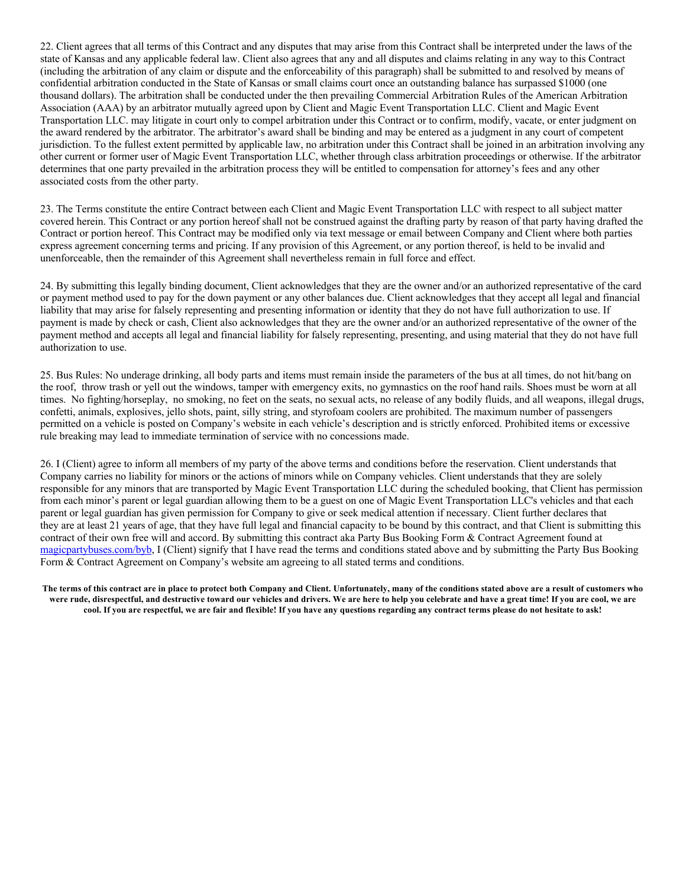22. Client agrees that all terms of this Contract and any disputes that may arise from this Contract shall be interpreted under the laws of the state of Kansas and any applicable federal law. Client also agrees that any and all disputes and claims relating in any way to this Contract (including the arbitration of any claim or dispute and the enforceability of this paragraph) shall be submitted to and resolved by means of confidential arbitration conducted in the State of Kansas or small claims court once an outstanding balance has surpassed $1000 (one thousand dollars). The arbitration shall be conducted under the then prevailing Commercial Arbitration Rules of the American Arbitration Association (AAA) by an arbitrator mutually agreed upon by Client and Magic Event Transportation LLC. Client and Magic Event Transportation LLC. may litigate in court only to compel arbitration under this Contract or to confirm, modify, vacate, or enter judgment on the award rendered by the arbitrator. The arbitrator's award shall be binding and may be entered as a judgment in any court of competent jurisdiction. To the fullest extent permitted by applicable law, no arbitration under this Contract shall be joined in an arbitration involving any other current or former user of Magic Event Transportation LLC, whether through class arbitration proceedings or otherwise. If the arbitrator determines that one party prevailed in the arbitration process they will be entitled to compensation for attorney's fees and any other associated costs from the other party.

23. The Terms constitute the entire Contract between each Client and Magic Event Transportation LLC with respect to all subject matter covered herein. This Contract or any portion hereof shall not be construed against the drafting party by reason of that party having drafted the Contract or portion hereof. This Contract may be modified only via text message or email between Company and Client where both parties express agreement concerning terms and pricing. If any provision of this Agreement, or any portion thereof, is held to be invalid and unenforceable, then the remainder of this Agreement shall nevertheless remain in full force and effect.

24. By submitting this legally binding document, Client acknowledges that they are the owner and/or an authorized representative of the card or payment method used to pay for the down payment or any other balances due. Client acknowledges that they accept all legal and financial liability that may arise for falsely representing and presenting information or identity that they do not have full authorization to use. If payment is made by check or cash, Client also acknowledges that they are the owner and/or an authorized representative of the owner of the payment method and accepts all legal and financial liability for falsely representing, presenting, and using material that they do not have full authorization to use.

25. Bus Rules: No underage drinking, all body parts and items must remain inside the parameters of the bus at all times, do not hit/bang on the roof, throw trash or yell out the windows, tamper with emergency exits, no gymnastics on the roof hand rails. Shoes must be worn at all times. No fighting/horseplay, no smoking, no feet on the seats, no sexual acts, no release of any bodily fluids, and all weapons, illegal drugs, confetti, animals, explosives, jello shots, paint, silly string, and styrofoam coolers are prohibited. The maximum number of passengers permitted on a vehicle is posted on Company's website in each vehicle's description and is strictly enforced. Prohibited items or excessive rule breaking may lead to immediate termination of service with no concessions made.

26. I (Client) agree to inform all members of my party of the above terms and conditions before the reservation. Client understands that Company carries no liability for minors or the actions of minors while on Company vehicles. Client understands that they are solely responsible for any minors that are transported by Magic Event Transportation LLC during the scheduled booking, that Client has permission from each minor's parent or legal guardian allowing them to be a guest on one of Magic Event Transportation LLC's vehicles and that each parent or legal guardian has given permission for Company to give or seek medical attention if necessary. Client further declares that they are at least 21 years of age, that they have full legal and financial capacity to be bound by this contract, and that Client is submitting this contract of their own free will and accord. By submitting this contract aka Party Bus Booking Form & Contract Agreement found at magicpartybuses.com/byb, I (Client) signify that I have read the terms and conditions stated above and by submitting the Party Bus Booking Form & Contract Agreement on Company's website am agreeing to all stated terms and conditions.

**The terms of this contract are in place to protect both Company and Client. Unfortunately, many of the conditions stated above are a result of customers who were rude, disrespectful, and destructive toward our vehicles and drivers. We are here to help you celebrate and have a great time! If you are cool, we are cool. If you are respectful, we are fair and flexible! If you have any questions regarding any contract terms please do not hesitate to ask!**